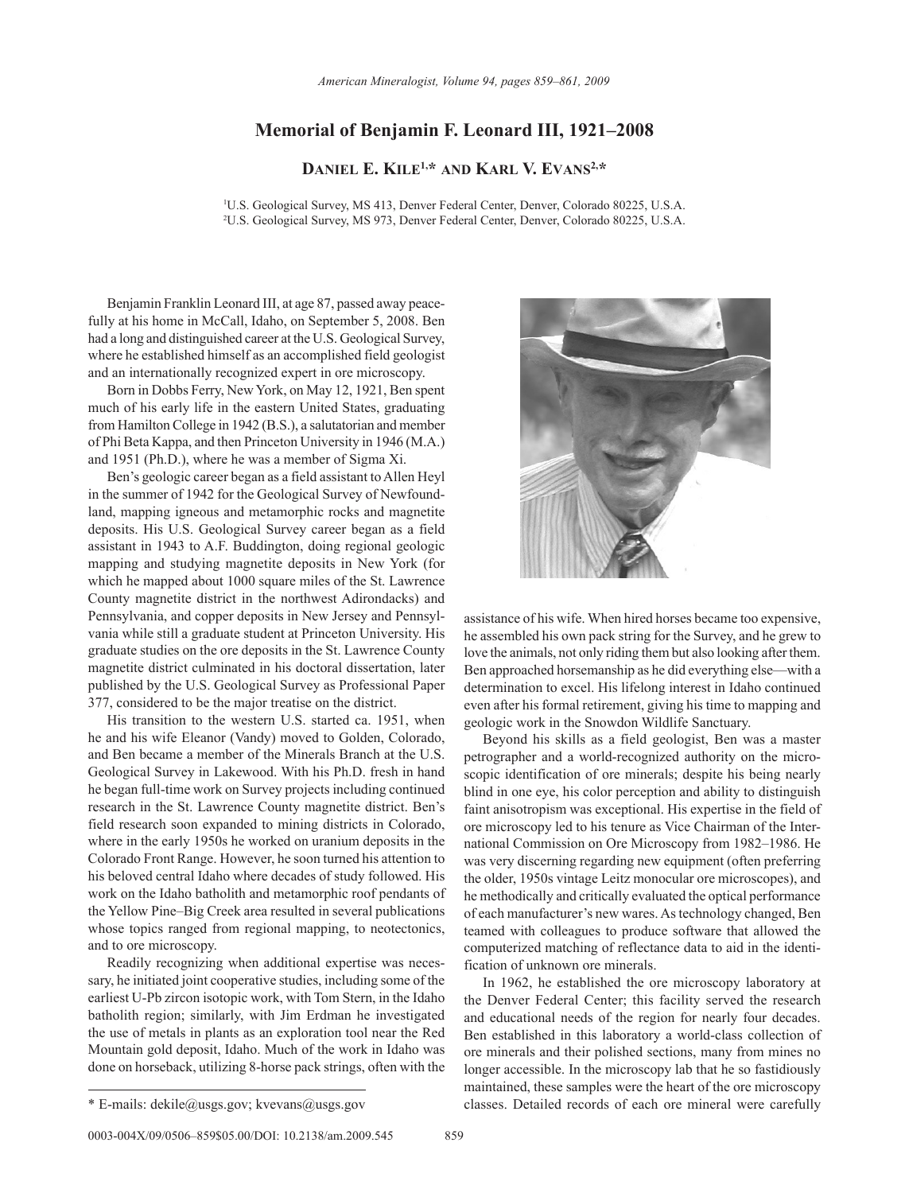# Memorial of Benjamin F. Leonard III, 1921–2008

**Daniel E. Kile[1,*] and Karl V. Evans[2,*]**

[1]U.S. Geological Survey, MS 413, Denver Federal Center, Denver, Colorado 80225, U.S.A.
[2]U.S. Geological Survey, MS 973, Denver Federal Center, Denver, Colorado 80225, U.S.A.

Benjamin Franklin Leonard III, at age 87, passed away peacefully at his home in McCall, Idaho, on September 5, 2008. Ben had a long and distinguished career at the U.S. Geological Survey, where he established himself as an accomplished field geologist and an internationally recognized expert in ore microscopy.

Born in Dobbs Ferry, New York, on May 12, 1921, Ben spent much of his early life in the eastern United States, graduating from Hamilton College in 1942 (B.S.), a salutatorian and member of Phi Beta Kappa, and then Princeton University in 1946 (M.A.) and 1951 (Ph.D.), where he was a member of Sigma Xi.

Ben's geologic career began as a field assistant to Allen Heyl in the summer of 1942 for the Geological Survey of Newfoundland, mapping igneous and metamorphic rocks and magnetite deposits. His U.S. Geological Survey career began as a field assistant in 1943 to A.F. Buddington, doing regional geologic mapping and studying magnetite deposits in New York (for which he mapped about 1000 square miles of the St. Lawrence County magnetite district in the northwest Adirondacks) and Pennsylvania, and copper deposits in New Jersey and Pennsylvania while still a graduate student at Princeton University. His graduate studies on the ore deposits in the St. Lawrence County magnetite district culminated in his doctoral dissertation, later published by the U.S. Geological Survey as Professional Paper 377, considered to be the major treatise on the district.

His transition to the western U.S. started ca. 1951, when he and his wife Eleanor (Vandy) moved to Golden, Colorado, and Ben became a member of the Minerals Branch at the U.S. Geological Survey in Lakewood. With his Ph.D. fresh in hand he began full-time work on Survey projects including continued research in the St. Lawrence County magnetite district. Ben's field research soon expanded to mining districts in Colorado, where in the early 1950s he worked on uranium deposits in the Colorado Front Range. However, he soon turned his attention to his beloved central Idaho where decades of study followed. His work on the Idaho batholith and metamorphic roof pendants of the Yellow Pine–Big Creek area resulted in several publications whose topics ranged from regional mapping, to neotectonics, and to ore microscopy.

Readily recognizing when additional expertise was necessary, he initiated joint cooperative studies, including some of the earliest U-Pb zircon isotopic work, with Tom Stern, in the Idaho batholith region; similarly, with Jim Erdman he investigated the use of metals in plants as an exploration tool near the Red Mountain gold deposit, Idaho. Much of the work in Idaho was done on horseback, utilizing 8-horse pack strings, often with the assistance of his wife. When hired horses became too expensive, he assembled his own pack string for the Survey, and he grew to love the animals, not only riding them but also looking after them. Ben approached horsemanship as he did everything else—with a determination to excel. His lifelong interest in Idaho continued even after his formal retirement, giving his time to mapping and geologic work in the Snowdon Wildlife Sanctuary.

Beyond his skills as a field geologist, Ben was a master petrographer and a world-recognized authority on the microscopic identification of ore minerals; despite his being nearly blind in one eye, his color perception and ability to distinguish faint anisotropism was exceptional. His expertise in the field of ore microscopy led to his tenure as Vice Chairman of the International Commission on Ore Microscopy from 1982–1986. He was very discerning regarding new equipment (often preferring the older, 1950s vintage Leitz monocular ore microscopes), and he methodically and critically evaluated the optical performance of each manufacturer's new wares. As technology changed, Ben teamed with colleagues to produce software that allowed the computerized matching of reflectance data to aid in the identification of unknown ore minerals.

In 1962, he established the ore microscopy laboratory at the Denver Federal Center; this facility served the research and educational needs of the region for nearly four decades. Ben established in this laboratory a world-class collection of ore minerals and their polished sections, many from mines no longer accessible. In the microscopy lab that he so fastidiously maintained, these samples were the heart of the ore microscopy classes. Detailed records of each ore mineral were carefully

\* E-mails: dekile@usgs.gov; kvevans@usgs.gov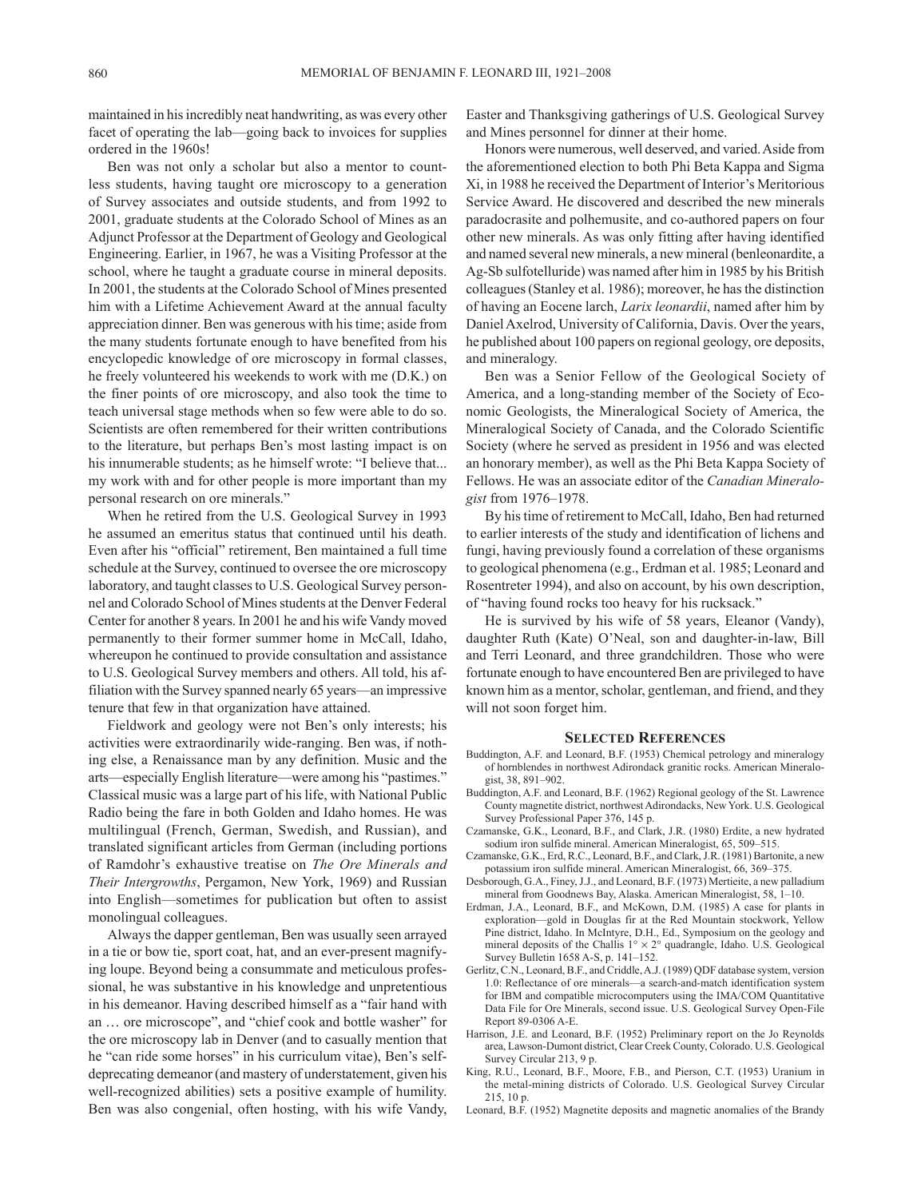maintained in his incredibly neat handwriting, as was every other facet of operating the lab—going back to invoices for supplies ordered in the 1960s!

Ben was not only a scholar but also a mentor to countless students, having taught ore microscopy to a generation of Survey associates and outside students, and from 1992 to 2001, graduate students at the Colorado School of Mines as an Adjunct Professor at the Department of Geology and Geological Engineering. Earlier, in 1967, he was a Visiting Professor at the school, where he taught a graduate course in mineral deposits. In 2001, the students at the Colorado School of Mines presented him with a Lifetime Achievement Award at the annual faculty appreciation dinner. Ben was generous with his time; aside from the many students fortunate enough to have benefited from his encyclopedic knowledge of ore microscopy in formal classes, he freely volunteered his weekends to work with me (D.K.) on the finer points of ore microscopy, and also took the time to teach universal stage methods when so few were able to do so. Scientists are often remembered for their written contributions to the literature, but perhaps Ben's most lasting impact is on his innumerable students; as he himself wrote: "I believe that... my work with and for other people is more important than my personal research on ore minerals."

When he retired from the U.S. Geological Survey in 1993 he assumed an emeritus status that continued until his death. Even after his "official" retirement, Ben maintained a full time schedule at the Survey, continued to oversee the ore microscopy laboratory, and taught classes to U.S. Geological Survey personnel and Colorado School of Mines students at the Denver Federal Center for another 8 years. In 2001 he and his wife Vandy moved permanently to their former summer home in McCall, Idaho, whereupon he continued to provide consultation and assistance to U.S. Geological Survey members and others. All told, his affiliation with the Survey spanned nearly 65 years—an impressive tenure that few in that organization have attained.

Fieldwork and geology were not Ben's only interests; his activities were extraordinarily wide-ranging. Ben was, if nothing else, a Renaissance man by any definition. Music and the arts—especially English literature—were among his "pastimes." Classical music was a large part of his life, with National Public Radio being the fare in both Golden and Idaho homes. He was multilingual (French, German, Swedish, and Russian), and translated significant articles from German (including portions of Ramdohr's exhaustive treatise on *The Ore Minerals and Their Intergrowths*, Pergamon, New York, 1969) and Russian into English—sometimes for publication but often to assist monolingual colleagues.

Always the dapper gentleman, Ben was usually seen arrayed in a tie or bow tie, sport coat, hat, and an ever-present magnifying loupe. Beyond being a consummate and meticulous professional, he was substantive in his knowledge and unpretentious in his demeanor. Having described himself as a "fair hand with an … ore microscope", and "chief cook and bottle washer" for the ore microscopy lab in Denver (and to casually mention that he "can ride some horses" in his curriculum vitae), Ben's self-deprecating demeanor (and mastery of understatement, given his well-recognized abilities) sets a positive example of humility. Ben was also congenial, often hosting, with his wife Vandy, Easter and Thanksgiving gatherings of U.S. Geological Survey and Mines personnel for dinner at their home.

Honors were numerous, well deserved, and varied. Aside from the aforementioned election to both Phi Beta Kappa and Sigma Xi, in 1988 he received the Department of Interior's Meritorious Service Award. He discovered and described the new minerals paradocrasite and polhemusite, and co-authored papers on four other new minerals. As was only fitting after having identified and named several new minerals, a new mineral (benleonardite, a Ag-Sb sulfotelluride) was named after him in 1985 by his British colleagues (Stanley et al. 1986); moreover, he has the distinction of having an Eocene larch, *Larix leonardii*, named after him by Daniel Axelrod, University of California, Davis. Over the years, he published about 100 papers on regional geology, ore deposits, and mineralogy.

Ben was a Senior Fellow of the Geological Society of America, and a long-standing member of the Society of Economic Geologists, the Mineralogical Society of America, the Mineralogical Society of Canada, and the Colorado Scientific Society (where he served as president in 1956 and was elected an honorary member), as well as the Phi Beta Kappa Society of Fellows. He was an associate editor of the *Canadian Mineralogist* from 1976–1978.

By his time of retirement to McCall, Idaho, Ben had returned to earlier interests of the study and identification of lichens and fungi, having previously found a correlation of these organisms to geological phenomena (e.g., Erdman et al. 1985; Leonard and Rosentreter 1994), and also on account, by his own description, of "having found rocks too heavy for his rucksack."

He is survived by his wife of 58 years, Eleanor (Vandy), daughter Ruth (Kate) O'Neal, son and daughter-in-law, Bill and Terri Leonard, and three grandchildren. Those who were fortunate enough to have encountered Ben are privileged to have known him as a mentor, scholar, gentleman, and friend, and they will not soon forget him.

## Selected References

Buddington, A.F. and Leonard, B.F. (1953) Chemical petrology and mineralogy of hornblendes in northwest Adirondack granitic rocks. American Mineralogist, 38, 891–902.

Buddington, A.F. and Leonard, B.F. (1962) Regional geology of the St. Lawrence County magnetite district, northwest Adirondacks, New York. U.S. Geological Survey Professional Paper 376, 145 p.

Czamanske, G.K., Leonard, B.F., and Clark, J.R. (1980) Erdite, a new hydrated sodium iron sulfide mineral. American Mineralogist, 65, 509–515.

Czamanske, G.K., Erd, R.C., Leonard, B.F., and Clark, J.R. (1981) Bartonite, a new potassium iron sulfide mineral. American Mineralogist, 66, 369–375.

Desborough, G.A., Finey, J.J., and Leonard, B.F. (1973) Mertieite, a new palladium mineral from Goodnews Bay, Alaska. American Mineralogist, 58, 1–10.

Erdman, J.A., Leonard, B.F., and McKown, D.M. (1985) A case for plants in exploration—gold in Douglas fir at the Red Mountain stockwork, Yellow Pine district, Idaho. In McIntyre, D.H., Ed., Symposium on the geology and mineral deposits of the Challis 1° × 2° quadrangle, Idaho. U.S. Geological Survey Bulletin 1658 A-S, p. 141–152.

Gerlitz, C.N., Leonard, B.F., and Criddle, A.J. (1989) QDF database system, version 1.0: Reflectance of ore minerals—a search-and-match identification system for IBM and compatible microcomputers using the IMA/COM Quantitative Data File for Ore Minerals, second issue. U.S. Geological Survey Open-File Report 89-0306 A-E.

Harrison, J.E. and Leonard, B.F. (1952) Preliminary report on the Jo Reynolds area, Lawson-Dumont district, Clear Creek County, Colorado. U.S. Geological Survey Circular 213, 9 p.

King, R.U., Leonard, B.F., Moore, F.B., and Pierson, C.T. (1953) Uranium in the metal-mining districts of Colorado. U.S. Geological Survey Circular 215, 10 p.

Leonard, B.F. (1952) Magnetite deposits and magnetic anomalies of the Brandy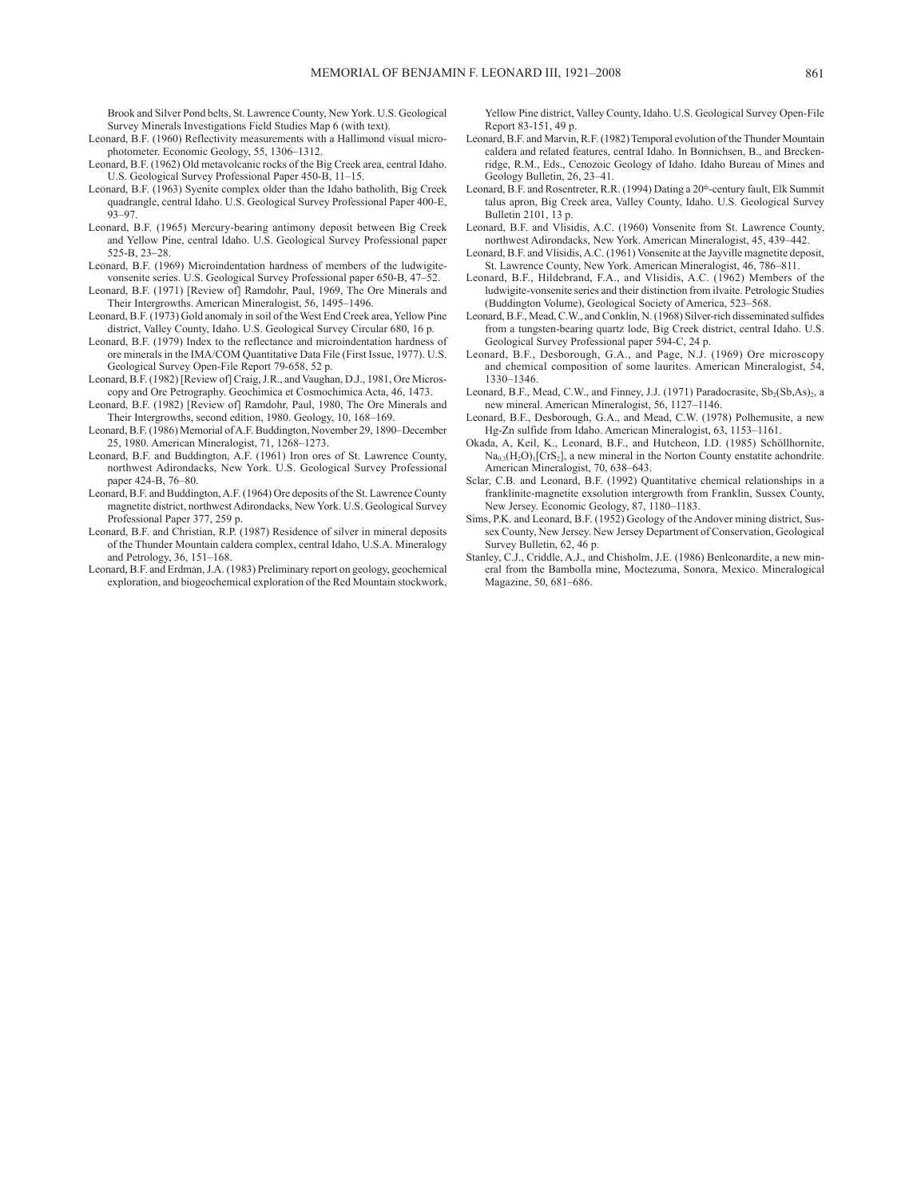Brook and Silver Pond belts, St. Lawrence County, New York. U.S. Geological Survey Minerals Investigations Field Studies Map 6 (with text).

Leonard, B.F. (1960) Reflectivity measurements with a Hallimond visual microphotometer. Economic Geology, 55, 1306–1312.

Leonard, B.F. (1962) Old metavolcanic rocks of the Big Creek area, central Idaho. U.S. Geological Survey Professional Paper 450-B, 11–15.

Leonard, B.F. (1963) Syenite complex older than the Idaho batholith, Big Creek quadrangle, central Idaho. U.S. Geological Survey Professional Paper 400-E, 93–97.

Leonard, B.F. (1965) Mercury-bearing antimony deposit between Big Creek and Yellow Pine, central Idaho. U.S. Geological Survey Professional paper 525-B, 23–28.

Leonard, B.F. (1969) Microindentation hardness of members of the ludwigite-vonsenite series. U.S. Geological Survey Professional paper 650-B, 47–52.

Leonard, B.F. (1971) [Review of] Ramdohr, Paul, 1969, The Ore Minerals and Their Intergrowths. American Mineralogist, 56, 1495–1496.

Leonard, B.F. (1973) Gold anomaly in soil of the West End Creek area, Yellow Pine district, Valley County, Idaho. U.S. Geological Survey Circular 680, 16 p.

Leonard, B.F. (1979) Index to the reflectance and microindentation hardness of ore minerals in the IMA/COM Quantitative Data File (First Issue, 1977). U.S. Geological Survey Open-File Report 79-658, 52 p.

Leonard, B.F. (1982) [Review of] Craig, J.R., and Vaughan, D.J., 1981, Ore Microscopy and Ore Petrography. Geochimica et Cosmochimica Acta, 46, 1473.

Leonard, B.F. (1982) [Review of] Ramdohr, Paul, 1980, The Ore Minerals and Their Intergrowths, second edition, 1980. Geology, 10, 168–169.

Leonard, B.F. (1986) Memorial of A.F. Buddington, November 29, 1890–December 25, 1980. American Mineralogist, 71, 1268–1273.

Leonard, B.F. and Buddington, A.F. (1961) Iron ores of St. Lawrence County, northwest Adirondacks, New York. U.S. Geological Survey Professional paper 424-B, 76–80.

Leonard, B.F. and Buddington, A.F. (1964) Ore deposits of the St. Lawrence County magnetite district, northwest Adirondacks, New York. U.S. Geological Survey Professional Paper 377, 259 p.

Leonard, B.F. and Christian, R.P. (1987) Residence of silver in mineral deposits of the Thunder Mountain caldera complex, central Idaho, U.S.A. Mineralogy and Petrology, 36, 151–168.

Leonard, B.F. and Erdman, J.A. (1983) Preliminary report on geology, geochemical exploration, and biogeochemical exploration of the Red Mountain stockwork, Yellow Pine district, Valley County, Idaho. U.S. Geological Survey Open-File Report 83-151, 49 p.

Leonard, B.F. and Marvin, R.F. (1982) Temporal evolution of the Thunder Mountain caldera and related features, central Idaho. In Bonnichsen, B., and Breckenridge, R.M., Eds., Cenozoic Geology of Idaho. Idaho Bureau of Mines and Geology Bulletin, 26, 23–41.

Leonard, B.F. and Rosentreter, R.R. (1994) Dating a 20th-century fault, Elk Summit talus apron, Big Creek area, Valley County, Idaho. U.S. Geological Survey Bulletin 2101, 13 p.

Leonard, B.F. and Vlisidis, A.C. (1960) Vonsenite from St. Lawrence County, northwest Adirondacks, New York. American Mineralogist, 45, 439–442.

Leonard, B.F. and Vlisidis, A.C. (1961) Vonsenite at the Jayville magnetite deposit, St. Lawrence County, New York. American Mineralogist, 46, 786–811.

Leonard, B.F., Hildebrand, F.A., and Vlisidis, A.C. (1962) Members of the ludwigite-vonsenite series and their distinction from ilvaite. Petrologic Studies (Buddington Volume), Geological Society of America, 523–568.

Leonard, B.F., Mead, C.W., and Conklin, N. (1968) Silver-rich disseminated sulfides from a tungsten-bearing quartz lode, Big Creek district, central Idaho. U.S. Geological Survey Professional paper 594-C, 24 p.

Leonard, B.F., Desborough, G.A., and Page, N.J. (1969) Ore microscopy and chemical composition of some laurites. American Mineralogist, 54, 1330–1346.

Leonard, B.F., Mead, C.W., and Finney, J.J. (1971) Paradocrasite, $Sb_2(Sb,As)_2$, a new mineral. American Mineralogist, 56, 1127–1146.

Leonard, B.F., Desborough, G.A., and Mead, C.W. (1978) Polhemusite, a new Hg-Zn sulfide from Idaho. American Mineralogist, 63, 1153–1161.

Okada, A, Keil, K., Leonard, B.F., and Hutcheon, I.D. (1985) Schöllhornite, $Na_{0.3}(H_2O)_1[CrS_2]$, a new mineral in the Norton County enstatite achondrite. American Mineralogist, 70, 638–643.

Sclar, C.B. and Leonard, B.F. (1992) Quantitative chemical relationships in a franklinite-magnetite exsolution intergrowth from Franklin, Sussex County, New Jersey. Economic Geology, 87, 1180–1183.

Sims, P.K. and Leonard, B.F. (1952) Geology of the Andover mining district, Sussex County, New Jersey. New Jersey Department of Conservation, Geological Survey Bulletin, 62, 46 p.

Stanley, C.J., Criddle, A.J., and Chisholm, J.E. (1986) Benleonardite, a new mineral from the Bambolla mine, Moctezuma, Sonora, Mexico. Mineralogical Magazine, 50, 681–686.